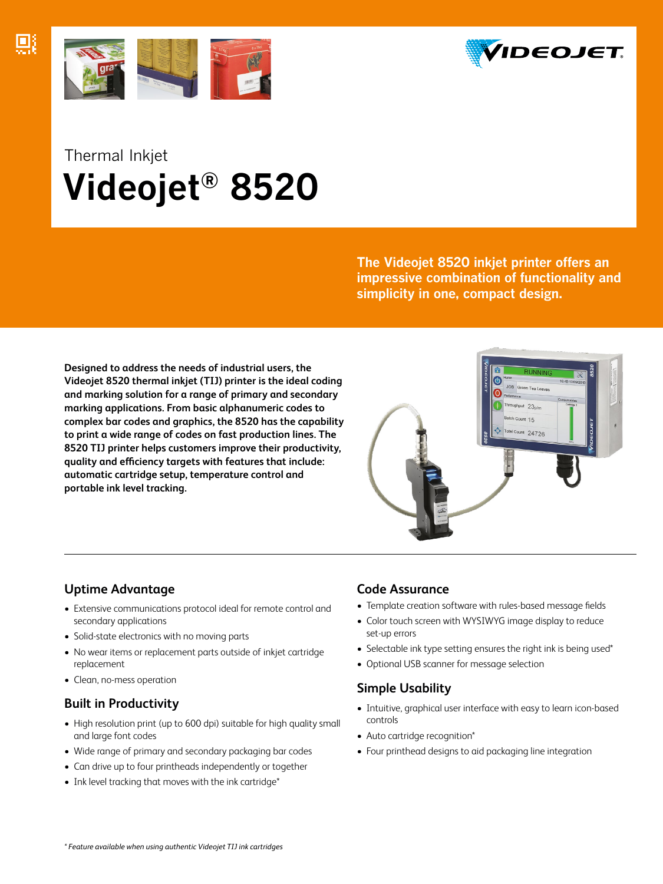Thermal Inkjet

# Videojet® 8520

**The Videojet 8520 inkjet printer offers an impressive combination of functionality and simplicity in one, compact design.**

**Designed to address the needs of industrial users, the Videojet 8520 thermal inkjet (TIJ) printer is the ideal coding and marking solution for a range of primary and secondary marking applications. From basic alphanumeric codes to complex bar codes and graphics, the 8520 has the capability to print a wide range of codes on fast production lines. The 8520 TIJ printer helps customers improve their productivity, quality and efficiency targets with features that include: automatic cartridge setup, temperature control and portable ink level tracking.**

## Uptime Advantage

- Extensive communications protocol ideal for remote control and secondary applications
- Solid-state electronics with no moving parts
- No wear items or replacement parts outside of inkjet cartridge replacement
- Clean, no-mess operation

## Built in Productivity

- High resolution print (up to 600 dpi) suitable for high quality small and large font codes
- Wide range of primary and secondary packaging bar codes
- Can drive up to four printheads independently or together
- Ink level tracking that moves with the ink cartridge*

## Code Assurance

- Template creation software with rules-based message fields
- Color touch screen with WYSIWYG image display to reduce set-up errors
- Selectable ink type setting ensures the right ink is being used*
- Optional USB scanner for message selection

## Simple Usability

- Intuitive, graphical user interface with easy to learn icon-based controls
- Auto cartridge recognition*
- Four printhead designs to aid packaging line integration

*\* Feature available when using authentic Videojet TIJ ink cartridges*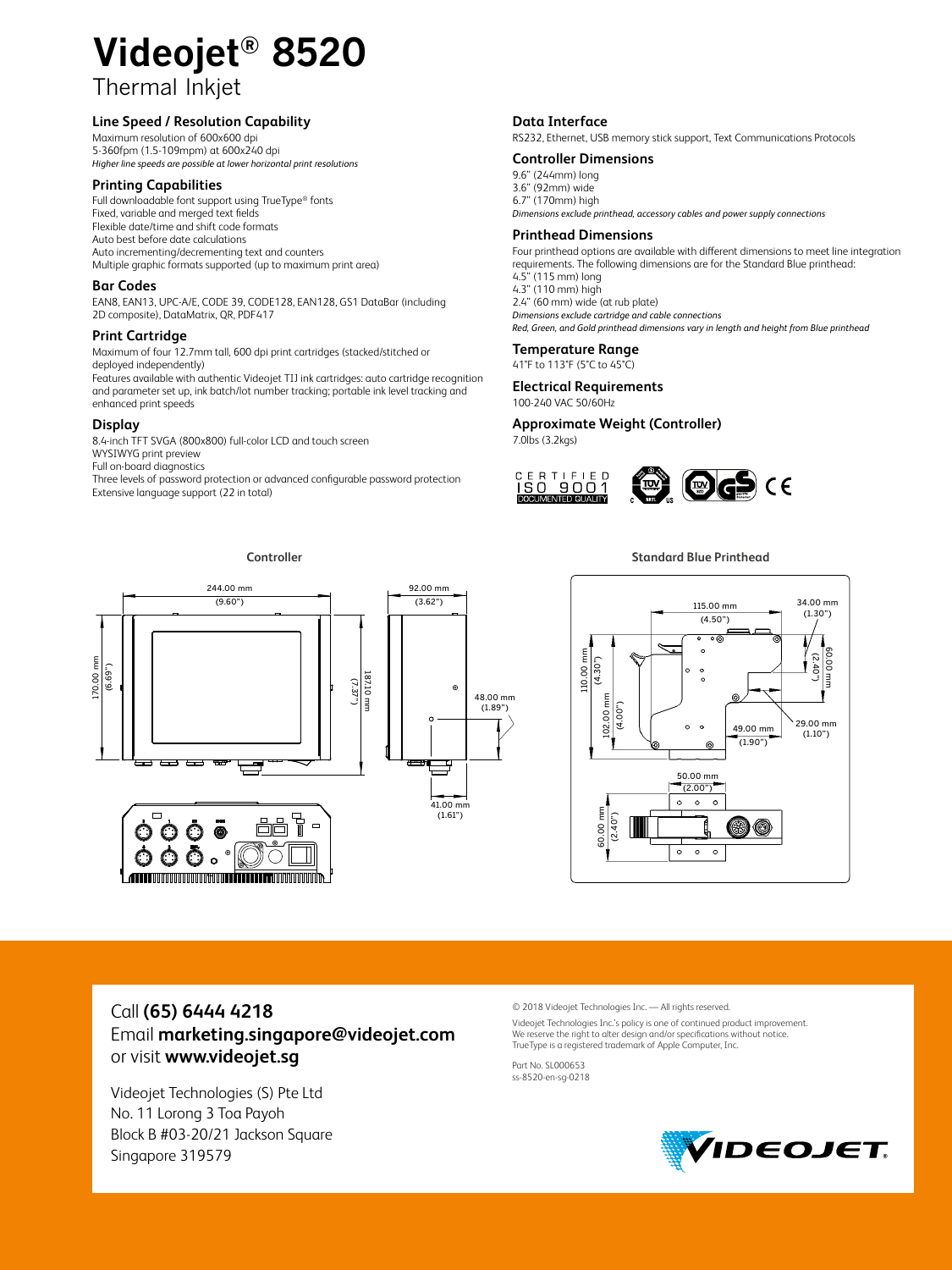# Videojet® 8520

Thermal Inkjet

### Line Speed / Resolution Capability

Maximum resolution of 600x600 dpi
5-360fpm (1.5-109mpm) at 600x240 dpi
*Higher line speeds are possible at lower horizontal print resolutions*

### Printing Capabilities

Full downloadable font support using TrueType® fonts
Fixed, variable and merged text fields
Flexible date/time and shift code formats
Auto best before date calculations
Auto incrementing/decrementing text and counters
Multiple graphic formats supported (up to maximum print area)

### Bar Codes

EAN8, EAN13, UPC-A/E, CODE 39, CODE128, EAN128, GS1 DataBar (including 2D composite), DataMatrix, QR, PDF417

### Print Cartridge

Maximum of four 12.7mm tall, 600 dpi print cartridges (stacked/stitched or deployed independently)
Features available with authentic Videojet TIJ ink cartridges: auto cartridge recognition and parameter set up, ink batch/lot number tracking; portable ink level tracking and enhanced print speeds

### Display

8.4-inch TFT SVGA (800x800) full-color LCD and touch screen
WYSIWYG print preview
Full on-board diagnostics
Three levels of password protection or advanced configurable password protection
Extensive language support (22 in total)

### Data Interface

RS232, Ethernet, USB memory stick support, Text Communications Protocols

### Controller Dimensions

9.6" (244mm) long
3.6" (92mm) wide
6.7" (170mm) high
*Dimensions exclude printhead, accessory cables and power supply connections*

### Printhead Dimensions

Four printhead options are available with different dimensions to meet line integration requirements. The following dimensions are for the Standard Blue printhead:
4.5" (115 mm) long
4.3" (110 mm) high
2.4" (60 mm) wide (at rub plate)
*Dimensions exclude cartridge and cable connections*
*Red, Green, and Gold printhead dimensions vary in length and height from Blue printhead*

### Temperature Range

41°F to 113°F (5°C to 45°C)

### Electrical Requirements

100-240 VAC 50/60Hz

### Approximate Weight (Controller)

7.0lbs (3.2kgs)

CERTIFIED ISO 9001 DOCUMENTED QUALITY

**Controller**

244.00 mm (9.60")
92.00 mm (3.62")
170.00 mm (6.69")
187.10 mm (7.37")
48.00 mm (1.89")
41.00 mm (1.61")

**Standard Blue Printhead**

115.00 mm (4.50")
34.00 mm (1.30")
60.00 mm (2.40")
110.00 mm (4.30")
102.00 mm (4.00")
49.00 mm (1.90")
29.00 mm (1.10")
50.00 mm (2.00")
60.00 mm (2.40")

Call **(65) 6444 4218**
Email **marketing.singapore@videojet.com**
or visit **www.videojet.sg**

Videojet Technologies (S) Pte Ltd
No. 11 Lorong 3 Toa Payoh
Block B #03-20/21 Jackson Square
Singapore 319579

© 2018 Videojet Technologies Inc. — All rights reserved.

Videojet Technologies Inc.'s policy is one of continued product improvement. We reserve the right to alter design and/or specifications without notice. TrueType is a registered trademark of Apple Computer, Inc.

Part No. SL000653
ss-8520-en-sg-0218

VIDEOJET.